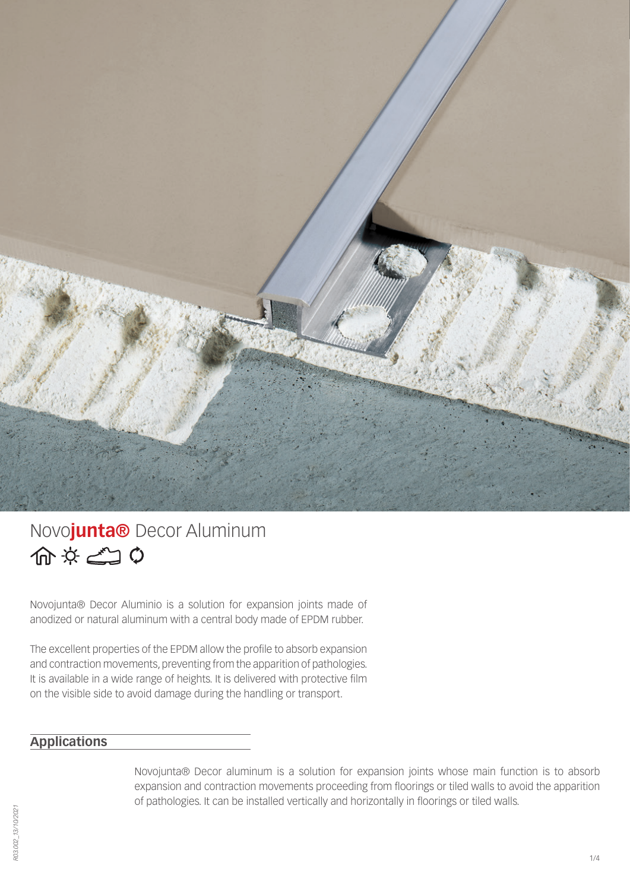# Novo**junta®** Decor Aluminum

Novojunta® Decor Aluminio is a solution for expansion joints made of anodized or natural aluminum with a central body made of EPDM rubber.

The excellent properties of the EPDM allow the profile to absorb expansion and contraction movements, preventing from the apparition of pathologies. It is available in a wide range of heights. It is delivered with protective film on the visible side to avoid damage during the handling or transport.

## Applications

Novojunta® Decor aluminum is a solution for expansion joints whose main function is to absorb expansion and contraction movements proceeding from floorings or tiled walls to avoid the apparition of pathologies. It can be installed vertically and horizontally in floorings or tiled walls.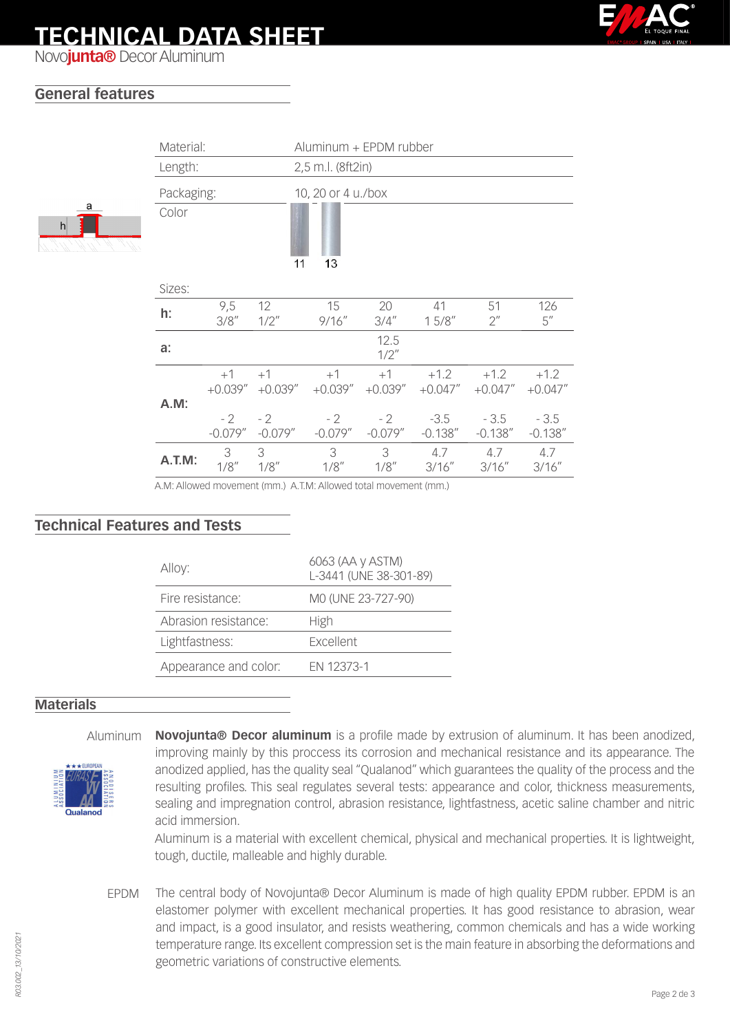# TECHNICAL DATA SHEET

Novo**junta®** Decor Aluminum

## General features

| | |
|---|---|
| Material: | Aluminum + EPDM rubber |
| Length: | 2,5 m.l. (8ft2in) |
| Packaging: | 10, 20 or 4 u./box |
| Color | 11 13 |

Sizes:

| | | | | | | | |
|---|---|---|---|---|---|---|---|
| **h:** | 9,5 3/8" | 12 1/2" | 15 9/16" | 20 3/4" | 41 1 5/8" | 51 2" | 126 5" |
| **a:** | | | | 12.5 1/2" | | | |
| **A.M:** | +1 +0.039" | +1 +0.039" | +1 +0.039" | +1 +0.039" | +1.2 +0.047" | +1.2 +0.047" | +1.2 +0.047" |
| | - 2 -0.079" | - 2 -0.079" | - 2 -0.079" | - 2 -0.079" | -3.5 -0.138" | - 3.5 -0.138" | - 3.5 -0.138" |
| **A.T.M:** | 3 1/8" | 3 1/8" | 3 1/8" | 3 1/8" | 4.7 3/16" | 4.7 3/16" | 4.7 3/16" |

A.M: Allowed movement (mm.) A.T.M: Allowed total movement (mm.)

## Technical Features and Tests

| | |
|---|---|
| Alloy: | 6063 (AA y ASTM) L-3441 (UNE 38-301-89) |
| Fire resistance: | M0 (UNE 23-727-90) |
| Abrasion resistance: | High |
| Lightfastness: | Excellent |
| Appearance and color: | EN 12373-1 |

## Materials

Aluminum

**Novojunta® Decor aluminum** is a profile made by extrusion of aluminum. It has been anodized, improving mainly by this proccess its corrosion and mechanical resistance and its appearance. The anodized applied, has the quality seal "Qualanod" which guarantees the quality of the process and the resulting profiles. This seal regulates several tests: appearance and color, thickness measurements, sealing and impregnation control, abrasion resistance, lightfastness, acetic saline chamber and nitric acid immersion.

Aluminum is a material with excellent chemical, physical and mechanical properties. It is lightweight, tough, ductile, malleable and highly durable.

EPDM

The central body of Novojunta® Decor Aluminum is made of high quality EPDM rubber. EPDM is an elastomer polymer with excellent mechanical properties. It has good resistance to abrasion, wear and impact, is a good insulator, and resists weathering, common chemicals and has a wide working temperature range. Its excellent compression set is the main feature in absorbing the deformations and geometric variations of constructive elements.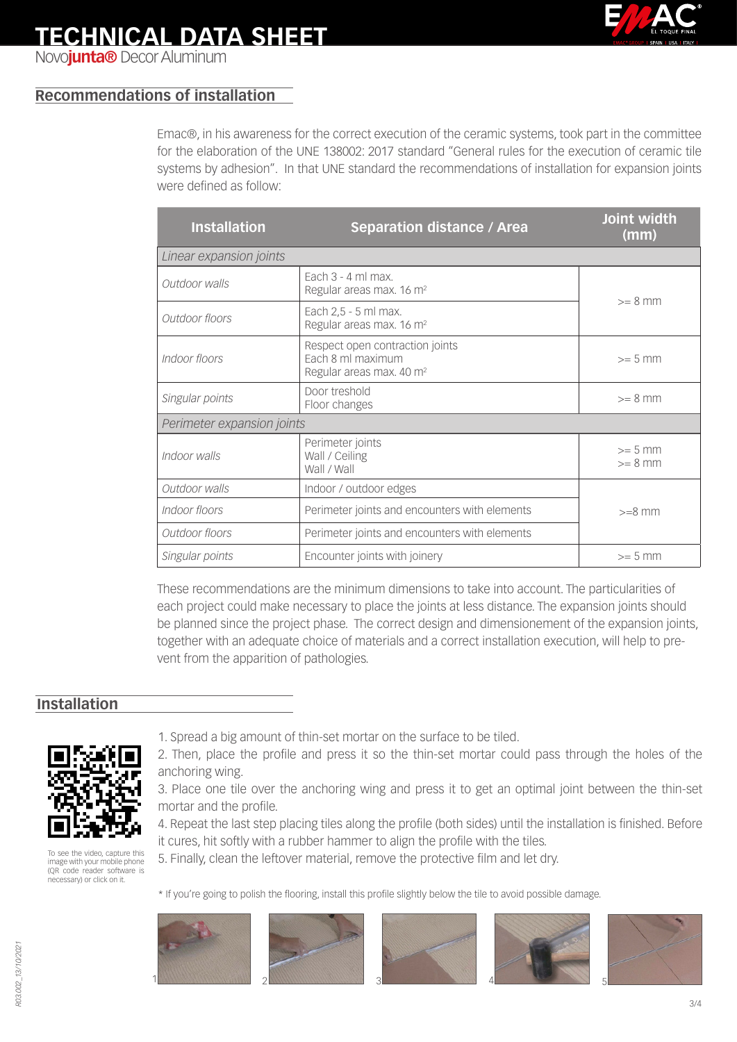# TECHNICAL DATA SHEET

Novo**junta®** Decor Aluminum

## Recommendations of installation

Emac®, in his awareness for the correct execution of the ceramic systems, took part in the committee for the elaboration of the UNE 138002: 2017 standard "General rules for the execution of ceramic tile systems by adhesion". In that UNE standard the recommendations of installation for expansion joints were defined as follow:

| Installation | Separation distance / Area | Joint width (mm) |
|---|---|---|
| *Linear expansion joints* | | |
| *Outdoor walls* | Each 3 - 4 ml max.<br>Regular areas max. 16 m² | >= 8 mm |
| *Outdoor floors* | Each 2,5 - 5 ml max.<br>Regular areas max. 16 m² | >= 8 mm |
| *Indoor floors* | Respect open contraction joints<br>Each 8 ml maximum<br>Regular areas max. 40 m² | >= 5 mm |
| *Singular points* | Door treshold<br>Floor changes | >= 8 mm |
| *Perimeter expansion joints* | | |
| *Indoor walls* | Perimeter joints<br>Wall / Ceiling<br>Wall / Wall | >= 5 mm<br>>= 8 mm |
| *Outdoor walls* | Indoor / outdoor edges | >=8 mm |
| *Indoor floors* | Perimeter joints and encounters with elements | >=8 mm |
| *Outdoor floors* | Perimeter joints and encounters with elements | >=8 mm |
| *Singular points* | Encounter joints with joinery | >= 5 mm |

These recommendations are the minimum dimensions to take into account. The particularities of each project could make necessary to place the joints at less distance. The expansion joints should be planned since the project phase. The correct design and dimensionement of the expansion joints, together with an adequate choice of materials and a correct installation execution, will help to prevent from the apparition of pathologies.

## Installation

To see the video, capture this image with your mobile phone (QR code reader software is necessary) or click on it.

1. Spread a big amount of thin-set mortar on the surface to be tiled.
2. Then, place the profile and press it so the thin-set mortar could pass through the holes of the anchoring wing.
3. Place one tile over the anchoring wing and press it to get an optimal joint between the thin-set mortar and the profile.
4. Repeat the last step placing tiles along the profile (both sides) until the installation is finished. Before it cures, hit softly with a rubber hammer to align the profile with the tiles.
5. Finally, clean the leftover material, remove the protective film and let dry.

* If you're going to polish the flooring, install this profile slightly below the tile to avoid possible damage.

1 2 3 4 5

R03.002_13/10/2021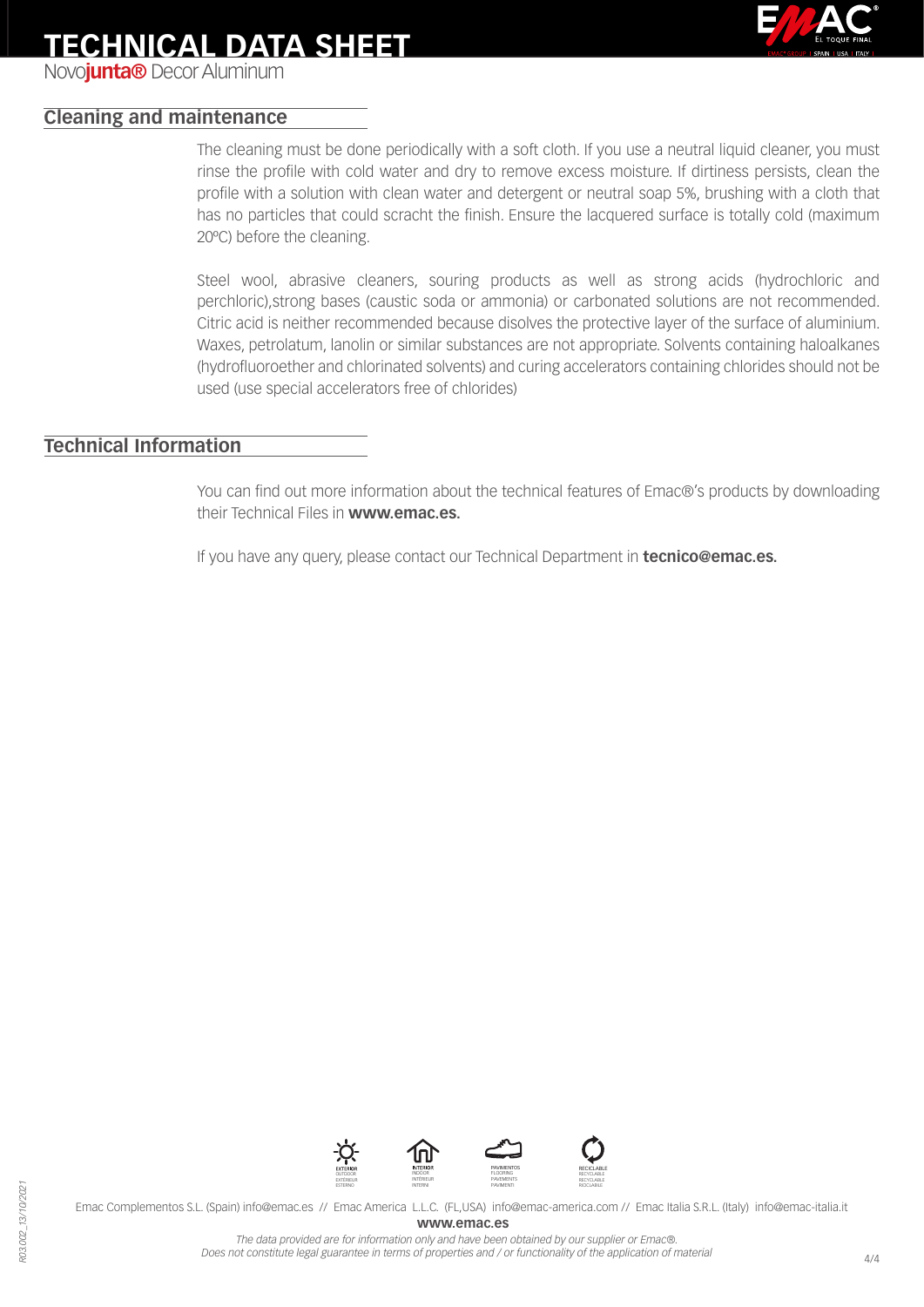## Cleaning and maintenance

The cleaning must be done periodically with a soft cloth. If you use a neutral liquid cleaner, you must rinse the profile with cold water and dry to remove excess moisture. If dirtiness persists, clean the profile with a solution with clean water and detergent or neutral soap 5%, brushing with a cloth that has no particles that could scracht the finish. Ensure the lacquered surface is totally cold (maximum 20ºC) before the cleaning.

Steel wool, abrasive cleaners, souring products as well as strong acids (hydrochloric and perchloric),strong bases (caustic soda or ammonia) or carbonated solutions are not recommended. Citric acid is neither recommended because disolves the protective layer of the surface of aluminium. Waxes, petrolatum, lanolin or similar substances are not appropriate. Solvents containing haloalkanes (hydrofluoroether and chlorinated solvents) and curing accelerators containing chlorides should not be used (use special accelerators free of chlorides)

## Technical Information

You can find out more information about the technical features of Emac®'s products by downloading their Technical Files in **www.emac.es.**

If you have any query, please contact our Technical Department in **tecnico@emac.es.**

EXTERIOR OUTDOOR EXTÉRIEUR ESTERNO

INTERIOR INDOOR INTÉRIEUR INTERNI

PAVIMENTOS FLOORING PAVEMENTS PAVIMENTI

RECICLABLE RECYCLABLE RECYCLABLE RICICLABILE

Emac Complementos S.L. (Spain) info@emac.es // Emac America L.L.C. (FL,USA) info@emac-america.com // Emac Italia S.R.L. (Italy) info@emac-italia.it

**www.emac.es**

*The data provided are for information only and have been obtained by our supplier or Emac®.*
*Does not constitute legal guarantee in terms of properties and / or functionality of the application of material*